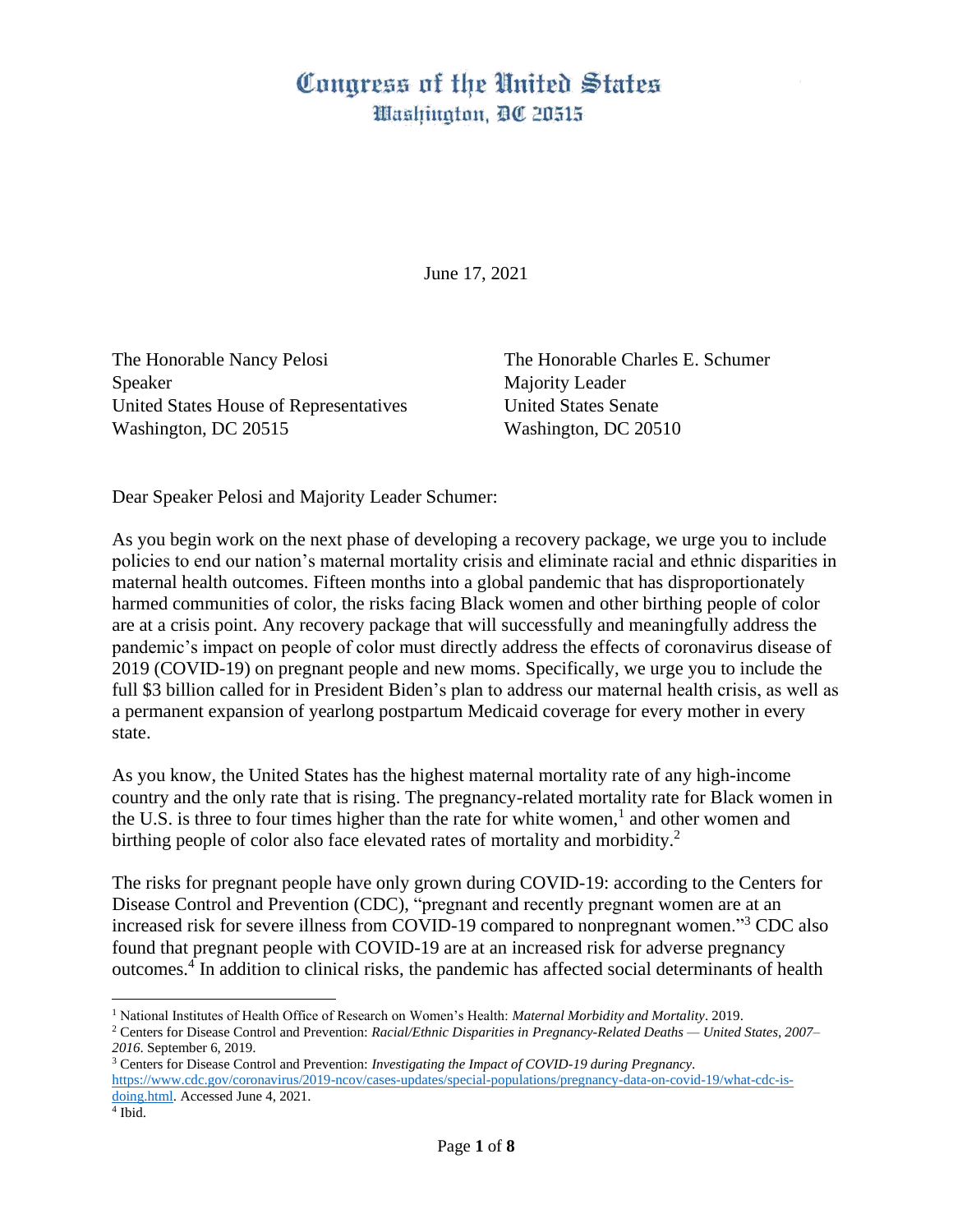# Congress of the United States
## Washington, DC 20515

June 17, 2021

The Honorable Nancy Pelosi
Speaker
United States House of Representatives
Washington, DC 20515

The Honorable Charles E. Schumer
Majority Leader
United States Senate
Washington, DC 20510

Dear Speaker Pelosi and Majority Leader Schumer:

As you begin work on the next phase of developing a recovery package, we urge you to include policies to end our nation's maternal mortality crisis and eliminate racial and ethnic disparities in maternal health outcomes. Fifteen months into a global pandemic that has disproportionately harmed communities of color, the risks facing Black women and other birthing people of color are at a crisis point. Any recovery package that will successfully and meaningfully address the pandemic's impact on people of color must directly address the effects of coronavirus disease of 2019 (COVID-19) on pregnant people and new moms. Specifically, we urge you to include the full $3 billion called for in President Biden's plan to address our maternal health crisis, as well as a permanent expansion of yearlong postpartum Medicaid coverage for every mother in every state.

As you know, the United States has the highest maternal mortality rate of any high-income country and the only rate that is rising. The pregnancy-related mortality rate for Black women in the U.S. is three to four times higher than the rate for white women,[1] and other women and birthing people of color also face elevated rates of mortality and morbidity.[2]

The risks for pregnant people have only grown during COVID-19: according to the Centers for Disease Control and Prevention (CDC), "pregnant and recently pregnant women are at an increased risk for severe illness from COVID-19 compared to nonpregnant women."[3] CDC also found that pregnant people with COVID-19 are at an increased risk for adverse pregnancy outcomes.[4] In addition to clinical risks, the pandemic has affected social determinants of health

---

[1] National Institutes of Health Office of Research on Women's Health: *Maternal Morbidity and Mortality*. 2019.

[2] Centers for Disease Control and Prevention: *Racial/Ethnic Disparities in Pregnancy-Related Deaths — United States, 2007–2016*. September 6, 2019.

[3] Centers for Disease Control and Prevention: *Investigating the Impact of COVID-19 during Pregnancy*. https://www.cdc.gov/coronavirus/2019-ncov/cases-updates/special-populations/pregnancy-data-on-covid-19/what-cdc-is-doing.html. Accessed June 4, 2021.

[4] Ibid.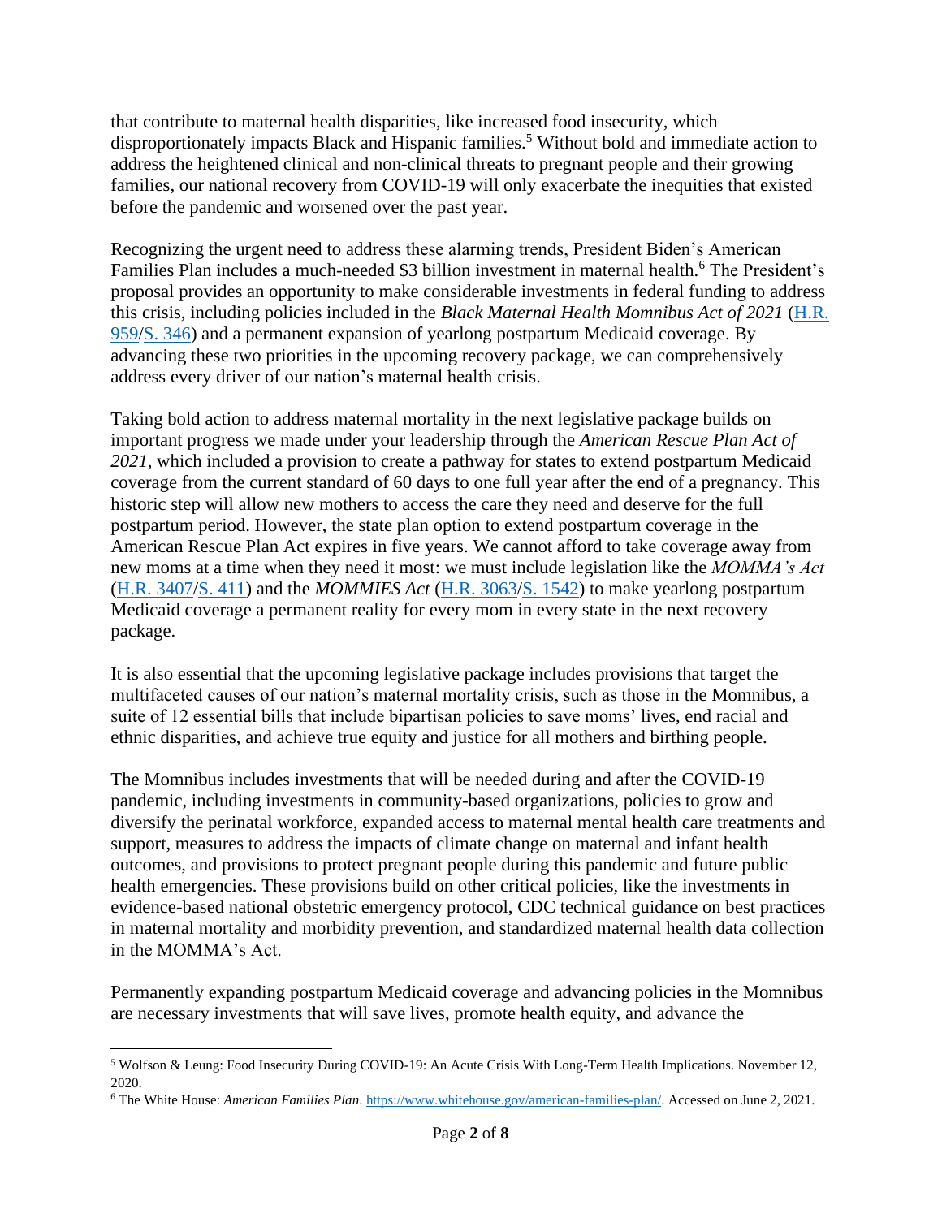that contribute to maternal health disparities, like increased food insecurity, which disproportionately impacts Black and Hispanic families.[5] Without bold and immediate action to address the heightened clinical and non-clinical threats to pregnant people and their growing families, our national recovery from COVID-19 will only exacerbate the inequities that existed before the pandemic and worsened over the past year.

Recognizing the urgent need to address these alarming trends, President Biden's American Families Plan includes a much-needed $3 billion investment in maternal health.[6] The President's proposal provides an opportunity to make considerable investments in federal funding to address this crisis, including policies included in the *Black Maternal Health Momnibus Act of 2021* (H.R. 959/S. 346) and a permanent expansion of yearlong postpartum Medicaid coverage. By advancing these two priorities in the upcoming recovery package, we can comprehensively address every driver of our nation's maternal health crisis.

Taking bold action to address maternal mortality in the next legislative package builds on important progress we made under your leadership through the *American Rescue Plan Act of 2021*, which included a provision to create a pathway for states to extend postpartum Medicaid coverage from the current standard of 60 days to one full year after the end of a pregnancy. This historic step will allow new mothers to access the care they need and deserve for the full postpartum period. However, the state plan option to extend postpartum coverage in the American Rescue Plan Act expires in five years. We cannot afford to take coverage away from new moms at a time when they need it most: we must include legislation like the *MOMMA's Act* (H.R. 3407/S. 411) and the *MOMMIES Act* (H.R. 3063/S. 1542) to make yearlong postpartum Medicaid coverage a permanent reality for every mom in every state in the next recovery package.

It is also essential that the upcoming legislative package includes provisions that target the multifaceted causes of our nation's maternal mortality crisis, such as those in the Momnibus, a suite of 12 essential bills that include bipartisan policies to save moms' lives, end racial and ethnic disparities, and achieve true equity and justice for all mothers and birthing people.

The Momnibus includes investments that will be needed during and after the COVID-19 pandemic, including investments in community-based organizations, policies to grow and diversify the perinatal workforce, expanded access to maternal mental health care treatments and support, measures to address the impacts of climate change on maternal and infant health outcomes, and provisions to protect pregnant people during this pandemic and future public health emergencies. These provisions build on other critical policies, like the investments in evidence-based national obstetric emergency protocol, CDC technical guidance on best practices in maternal mortality and morbidity prevention, and standardized maternal health data collection in the MOMMA's Act.

Permanently expanding postpartum Medicaid coverage and advancing policies in the Momnibus are necessary investments that will save lives, promote health equity, and advance the

---

[5] Wolfson & Leung: Food Insecurity During COVID-19: An Acute Crisis With Long-Term Health Implications. November 12, 2020.

[6] The White House: *American Families Plan*. https://www.whitehouse.gov/american-families-plan/. Accessed on June 2, 2021.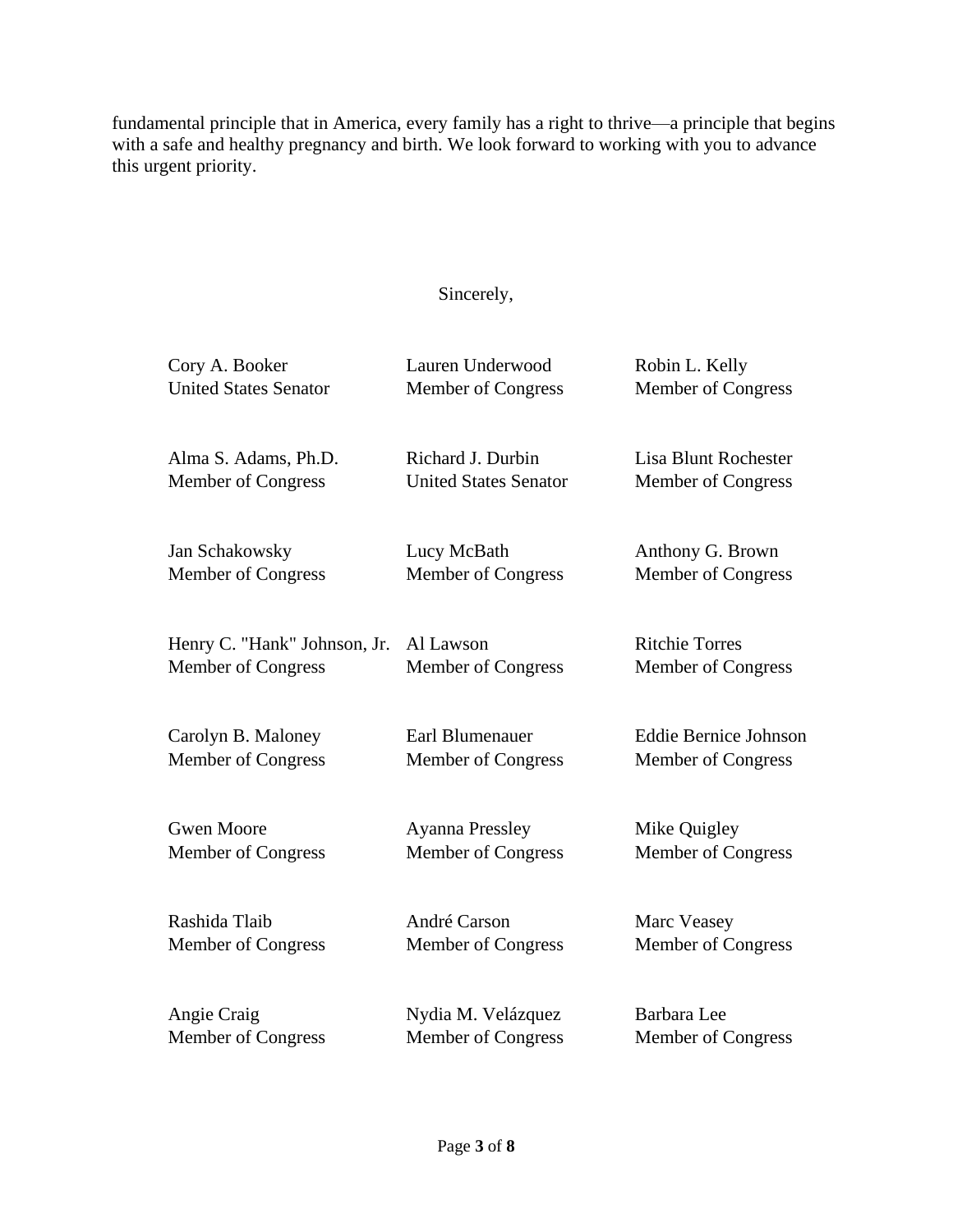fundamental principle that in America, every family has a right to thrive—a principle that begins with a safe and healthy pregnancy and birth. We look forward to working with you to advance this urgent priority.

Sincerely,

Cory A. Booker
United States Senator

Lauren Underwood
Member of Congress

Robin L. Kelly
Member of Congress

Alma S. Adams, Ph.D.
Member of Congress

Richard J. Durbin
United States Senator

Lisa Blunt Rochester
Member of Congress

Jan Schakowsky
Member of Congress

Lucy McBath
Member of Congress

Anthony G. Brown
Member of Congress

Henry C. "Hank" Johnson, Jr.
Member of Congress

Al Lawson
Member of Congress

Ritchie Torres
Member of Congress

Carolyn B. Maloney
Member of Congress

Earl Blumenauer
Member of Congress

Eddie Bernice Johnson
Member of Congress

Gwen Moore
Member of Congress

Ayanna Pressley
Member of Congress

Mike Quigley
Member of Congress

Rashida Tlaib
Member of Congress

André Carson
Member of Congress

Marc Veasey
Member of Congress

Angie Craig
Member of Congress

Nydia M. Velázquez
Member of Congress

Barbara Lee
Member of Congress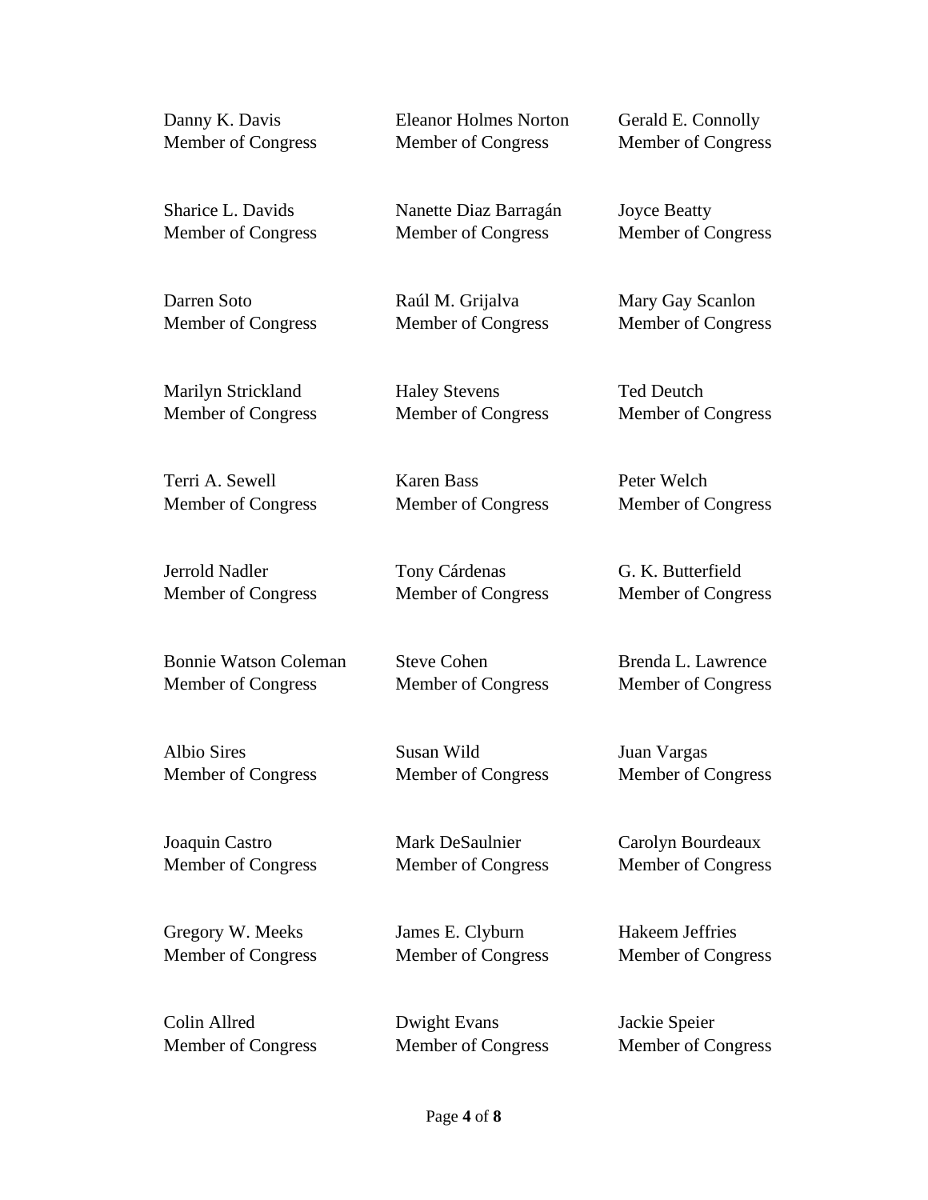Danny K. Davis
Member of Congress

Eleanor Holmes Norton
Member of Congress

Gerald E. Connolly
Member of Congress

Sharice L. Davids
Member of Congress

Nanette Diaz Barragán
Member of Congress

Joyce Beatty
Member of Congress

Darren Soto
Member of Congress

Raúl M. Grijalva
Member of Congress

Mary Gay Scanlon
Member of Congress

Marilyn Strickland
Member of Congress

Haley Stevens
Member of Congress

Ted Deutch
Member of Congress

Terri A. Sewell
Member of Congress

Karen Bass
Member of Congress

Peter Welch
Member of Congress

Jerrold Nadler
Member of Congress

Tony Cárdenas
Member of Congress

G. K. Butterfield
Member of Congress

Bonnie Watson Coleman
Member of Congress

Steve Cohen
Member of Congress

Brenda L. Lawrence
Member of Congress

Albio Sires
Member of Congress

Susan Wild
Member of Congress

Juan Vargas
Member of Congress

Joaquin Castro
Member of Congress

Mark DeSaulnier
Member of Congress

Carolyn Bourdeaux
Member of Congress

Gregory W. Meeks
Member of Congress

James E. Clyburn
Member of Congress

Hakeem Jeffries
Member of Congress

Colin Allred
Member of Congress

Dwight Evans
Member of Congress

Jackie Speier
Member of Congress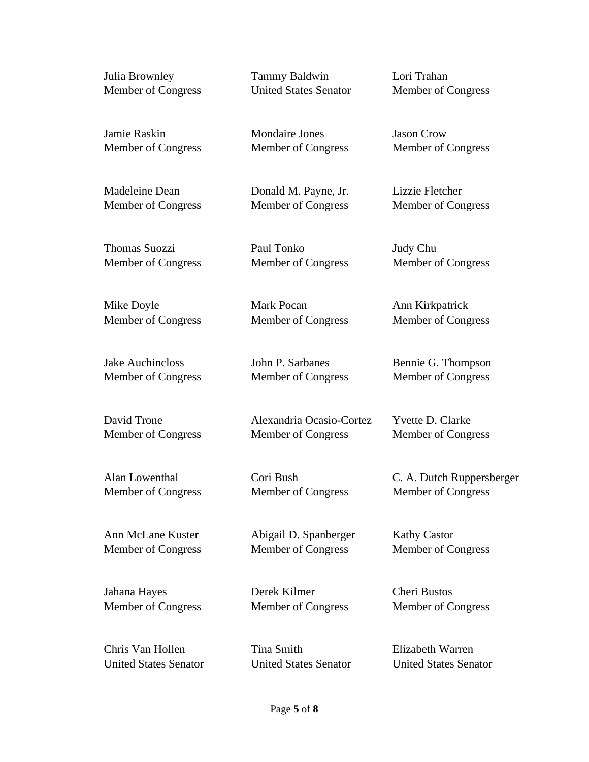Julia Brownley
Member of Congress

Tammy Baldwin
United States Senator

Lori Trahan
Member of Congress

Jamie Raskin
Member of Congress

Mondaire Jones
Member of Congress

Jason Crow
Member of Congress

Madeleine Dean
Member of Congress

Donald M. Payne, Jr.
Member of Congress

Lizzie Fletcher
Member of Congress

Thomas Suozzi
Member of Congress

Paul Tonko
Member of Congress

Judy Chu
Member of Congress

Mike Doyle
Member of Congress

Mark Pocan
Member of Congress

Ann Kirkpatrick
Member of Congress

Jake Auchincloss
Member of Congress

John P. Sarbanes
Member of Congress

Bennie G. Thompson
Member of Congress

David Trone
Member of Congress

Alexandria Ocasio-Cortez
Member of Congress

Yvette D. Clarke
Member of Congress

Alan Lowenthal
Member of Congress

Cori Bush
Member of Congress

C. A. Dutch Ruppersberger
Member of Congress

Ann McLane Kuster
Member of Congress

Abigail D. Spanberger
Member of Congress

Kathy Castor
Member of Congress

Jahana Hayes
Member of Congress

Derek Kilmer
Member of Congress

Cheri Bustos
Member of Congress

Chris Van Hollen
United States Senator

Tina Smith
United States Senator

Elizabeth Warren
United States Senator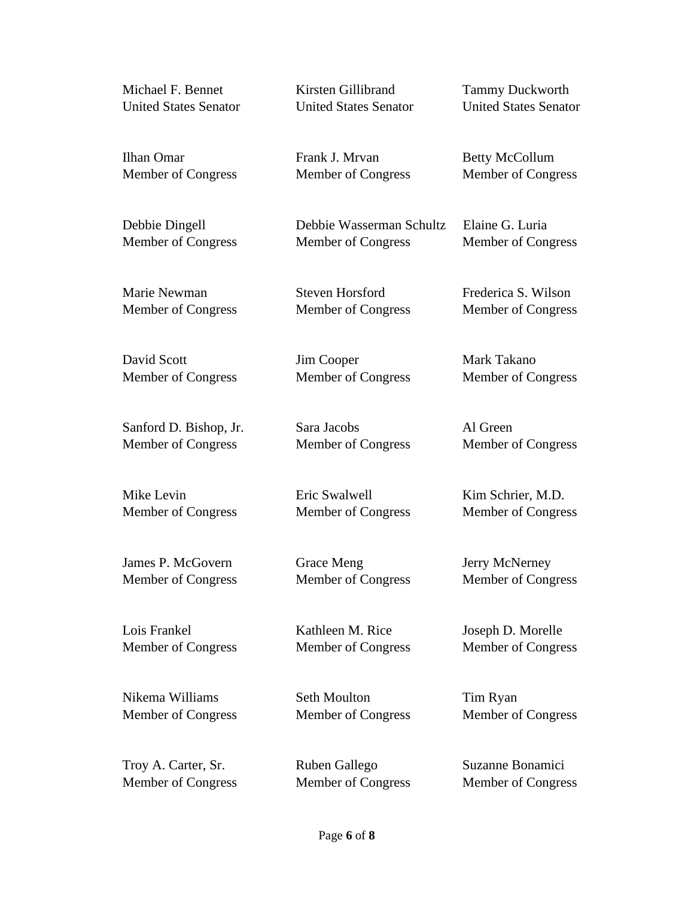Michael F. Bennet
United States Senator

Kirsten Gillibrand
United States Senator

Tammy Duckworth
United States Senator

Ilhan Omar
Member of Congress

Frank J. Mrvan
Member of Congress

Betty McCollum
Member of Congress

Debbie Dingell
Member of Congress

Debbie Wasserman Schultz
Member of Congress

Elaine G. Luria
Member of Congress

Marie Newman
Member of Congress

Steven Horsford
Member of Congress

Frederica S. Wilson
Member of Congress

David Scott
Member of Congress

Jim Cooper
Member of Congress

Mark Takano
Member of Congress

Sanford D. Bishop, Jr.
Member of Congress

Sara Jacobs
Member of Congress

Al Green
Member of Congress

Mike Levin
Member of Congress

Eric Swalwell
Member of Congress

Kim Schrier, M.D.
Member of Congress

James P. McGovern
Member of Congress

Grace Meng
Member of Congress

Jerry McNerney
Member of Congress

Lois Frankel
Member of Congress

Kathleen M. Rice
Member of Congress

Joseph D. Morelle
Member of Congress

Nikema Williams
Member of Congress

Seth Moulton
Member of Congress

Tim Ryan
Member of Congress

Troy A. Carter, Sr.
Member of Congress

Ruben Gallego
Member of Congress

Suzanne Bonamici
Member of Congress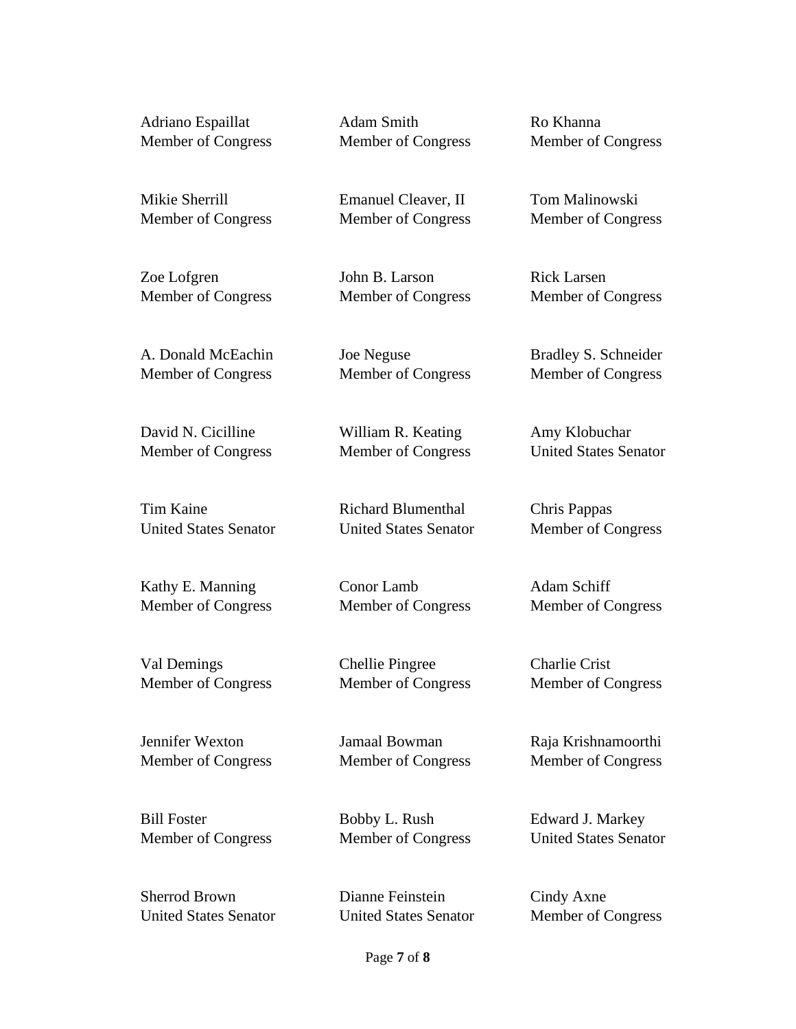Adriano Espaillat
Member of Congress

Adam Smith
Member of Congress

Ro Khanna
Member of Congress

Mikie Sherrill
Member of Congress

Emanuel Cleaver, II
Member of Congress

Tom Malinowski
Member of Congress

Zoe Lofgren
Member of Congress

John B. Larson
Member of Congress

Rick Larsen
Member of Congress

A. Donald McEachin
Member of Congress

Joe Neguse
Member of Congress

Bradley S. Schneider
Member of Congress

David N. Cicilline
Member of Congress

William R. Keating
Member of Congress

Amy Klobuchar
United States Senator

Tim Kaine
United States Senator

Richard Blumenthal
United States Senator

Chris Pappas
Member of Congress

Kathy E. Manning
Member of Congress

Conor Lamb
Member of Congress

Adam Schiff
Member of Congress

Val Demings
Member of Congress

Chellie Pingree
Member of Congress

Charlie Crist
Member of Congress

Jennifer Wexton
Member of Congress

Jamaal Bowman
Member of Congress

Raja Krishnamoorthi
Member of Congress

Bill Foster
Member of Congress

Bobby L. Rush
Member of Congress

Edward J. Markey
United States Senator

Sherrod Brown
United States Senator

Dianne Feinstein
United States Senator

Cindy Axne
Member of Congress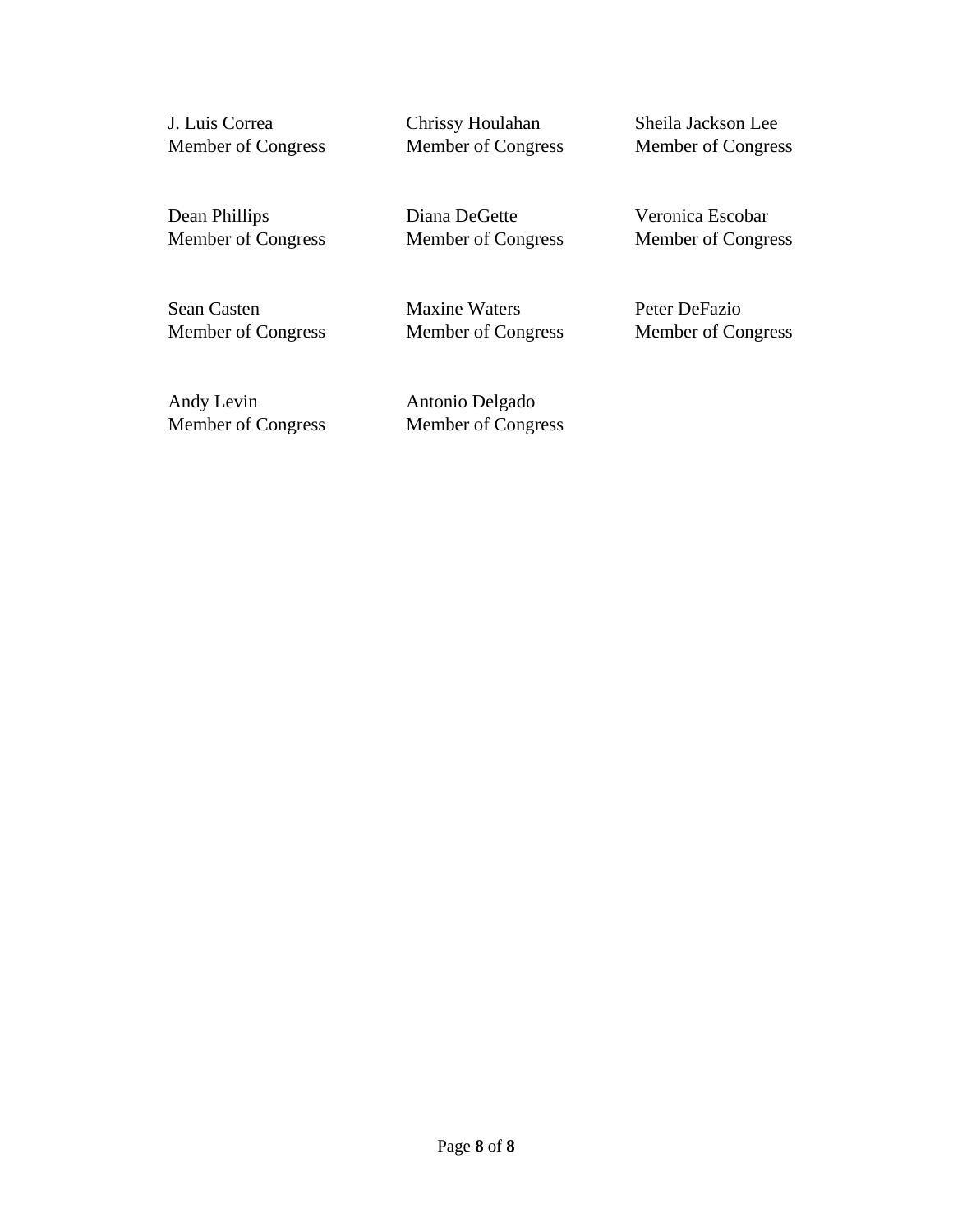J. Luis Correa
Member of Congress

Chrissy Houlahan
Member of Congress

Sheila Jackson Lee
Member of Congress

Dean Phillips
Member of Congress

Diana DeGette
Member of Congress

Veronica Escobar
Member of Congress

Sean Casten
Member of Congress

Maxine Waters
Member of Congress

Peter DeFazio
Member of Congress

Andy Levin
Member of Congress

Antonio Delgado
Member of Congress